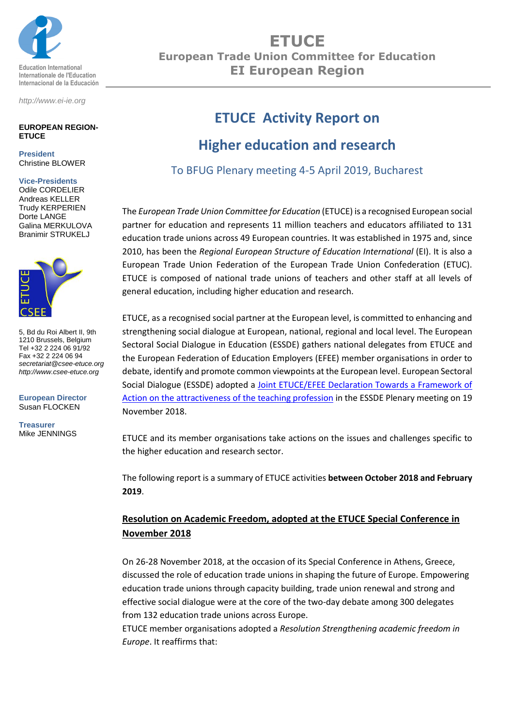# ETUCE

## European Trade Union Committee for Education

## EI European Region

Education International
Internationale de l'Education
Internacional de la Educación

http://www.ei-ie.org

**EUROPEAN REGION-ETUCE**

**President**
Christine BLOWER

**Vice-Presidents**
Odile CORDELIER
Andreas KELLER
Trudy KERPERIEN
Dorte LANGE
Galina MERKULOVA
Branimir STRUKELJ

5, Bd du Roi Albert II, 9th
1210 Brussels, Belgium
Tel +32 2 224 06 91/92
Fax +32 2 224 06 94
*secretariat@csee-etuce.org*
*http://www.csee-etuce.org*

**European Director**
Susan FLOCKEN

**Treasurer**
Mike JENNINGS

# ETUCE Activity Report on Higher education and research

### To BFUG Plenary meeting 4-5 April 2019, Bucharest

The *European Trade Union Committee for Education* (ETUCE) is a recognised European social partner for education and represents 11 million teachers and educators affiliated to 131 education trade unions across 49 European countries. It was established in 1975 and, since 2010, has been the *Regional European Structure of Education International* (EI). It is also a European Trade Union Federation of the European Trade Union Confederation (ETUC). ETUCE is composed of national trade unions of teachers and other staff at all levels of general education, including higher education and research.

ETUCE, as a recognised social partner at the European level, is committed to enhancing and strengthening social dialogue at European, national, regional and local level. The European Sectoral Social Dialogue in Education (ESSDE) gathers national delegates from ETUCE and the European Federation of Education Employers (EFEE) member organisations in order to debate, identify and promote common viewpoints at the European level. European Sectoral Social Dialogue (ESSDE) adopted a Joint ETUCE/EFEE Declaration Towards a Framework of Action on the attractiveness of the teaching profession in the ESSDE Plenary meeting on 19 November 2018.

ETUCE and its member organisations take actions on the issues and challenges specific to the higher education and research sector.

The following report is a summary of ETUCE activities **between October 2018 and February 2019**.

## Resolution on Academic Freedom, adopted at the ETUCE Special Conference in November 2018

On 26-28 November 2018, at the occasion of its Special Conference in Athens, Greece, discussed the role of education trade unions in shaping the future of Europe. Empowering education trade unions through capacity building, trade union renewal and strong and effective social dialogue were at the core of the two-day debate among 300 delegates from 132 education trade unions across Europe.

ETUCE member organisations adopted a *Resolution Strengthening academic freedom in Europe*. It reaffirms that: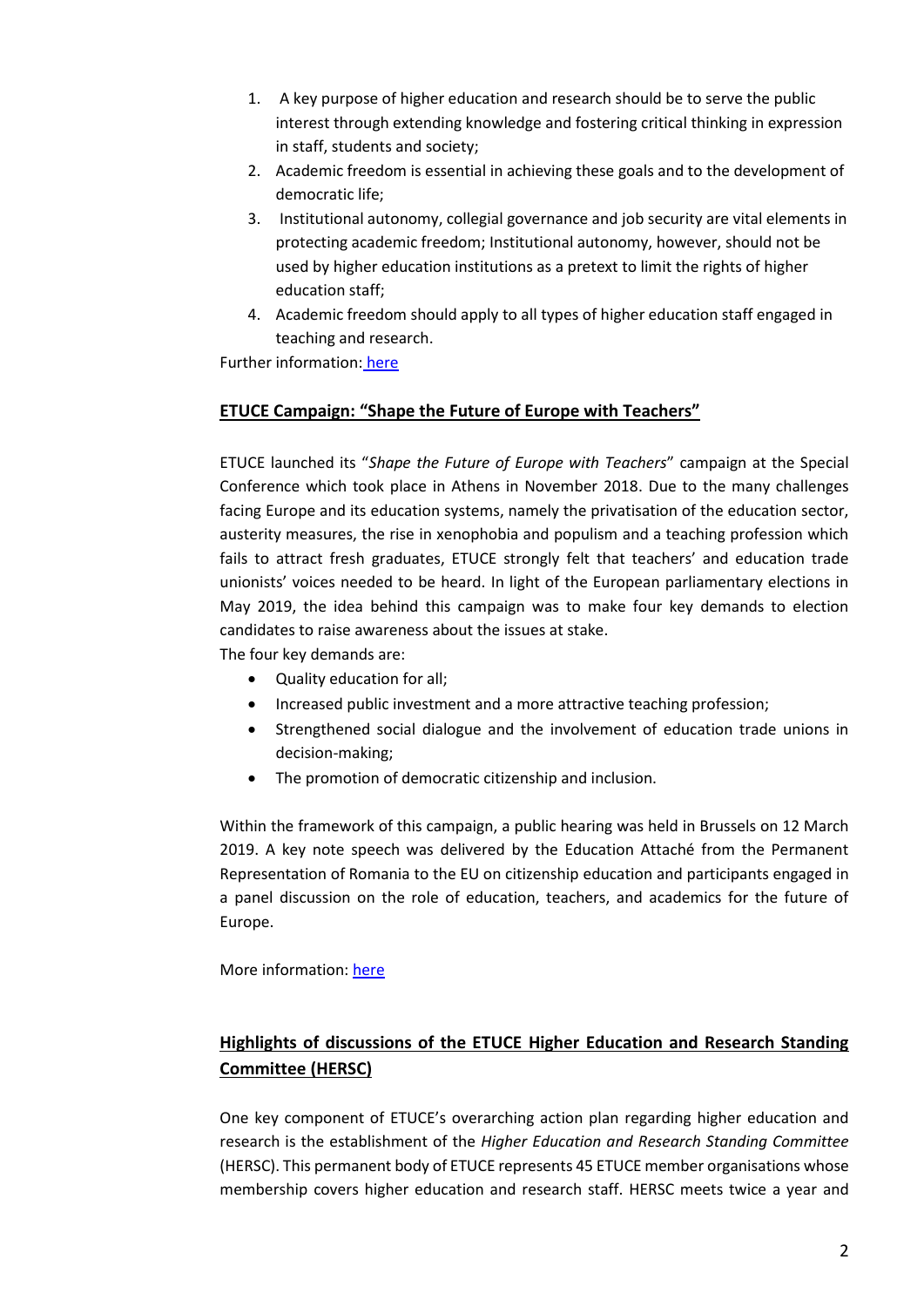1. A key purpose of higher education and research should be to serve the public interest through extending knowledge and fostering critical thinking in expression in staff, students and society;
2. Academic freedom is essential in achieving these goals and to the development of democratic life;
3. Institutional autonomy, collegial governance and job security are vital elements in protecting academic freedom; Institutional autonomy, however, should not be used by higher education institutions as a pretext to limit the rights of higher education staff;
4. Academic freedom should apply to all types of higher education staff engaged in teaching and research.

Further information: here

## ETUCE Campaign: "Shape the Future of Europe with Teachers"

ETUCE launched its "*Shape the Future of Europe with Teachers*" campaign at the Special Conference which took place in Athens in November 2018. Due to the many challenges facing Europe and its education systems, namely the privatisation of the education sector, austerity measures, the rise in xenophobia and populism and a teaching profession which fails to attract fresh graduates, ETUCE strongly felt that teachers' and education trade unionists' voices needed to be heard. In light of the European parliamentary elections in May 2019, the idea behind this campaign was to make four key demands to election candidates to raise awareness about the issues at stake.

The four key demands are:

- Quality education for all;
- Increased public investment and a more attractive teaching profession;
- Strengthened social dialogue and the involvement of education trade unions in decision-making;
- The promotion of democratic citizenship and inclusion.

Within the framework of this campaign, a public hearing was held in Brussels on 12 March 2019. A key note speech was delivered by the Education Attaché from the Permanent Representation of Romania to the EU on citizenship education and participants engaged in a panel discussion on the role of education, teachers, and academics for the future of Europe.

More information: here

## Highlights of discussions of the ETUCE Higher Education and Research Standing Committee (HERSC)

One key component of ETUCE's overarching action plan regarding higher education and research is the establishment of the *Higher Education and Research Standing Committee* (HERSC). This permanent body of ETUCE represents 45 ETUCE member organisations whose membership covers higher education and research staff. HERSC meets twice a year and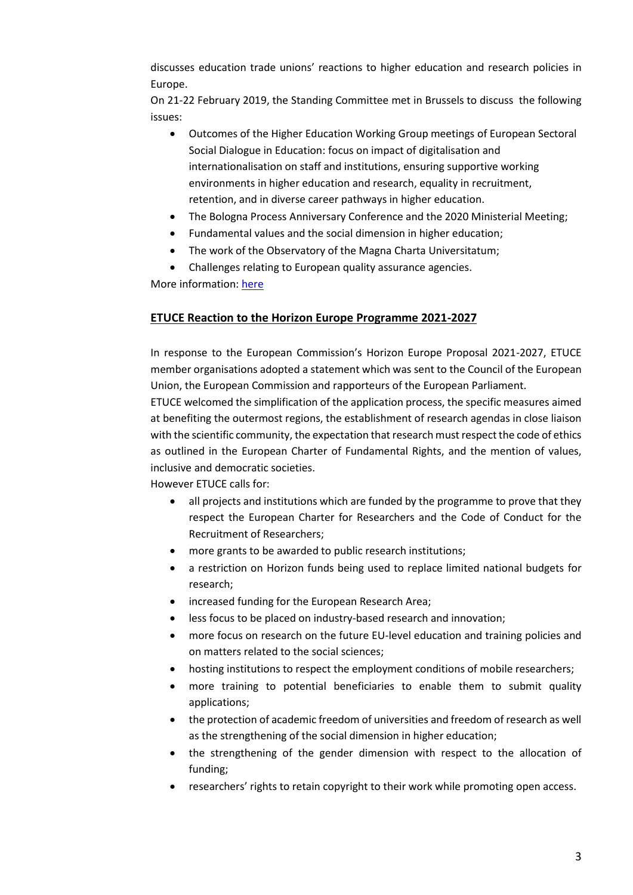discusses education trade unions' reactions to higher education and research policies in Europe.

On 21-22 February 2019, the Standing Committee met in Brussels to discuss the following issues:

- Outcomes of the Higher Education Working Group meetings of European Sectoral Social Dialogue in Education: focus on impact of digitalisation and internationalisation on staff and institutions, ensuring supportive working environments in higher education and research, equality in recruitment, retention, and in diverse career pathways in higher education.
- The Bologna Process Anniversary Conference and the 2020 Ministerial Meeting;
- Fundamental values and the social dimension in higher education;
- The work of the Observatory of the Magna Charta Universitatum;
- Challenges relating to European quality assurance agencies.

More information: here

## ETUCE Reaction to the Horizon Europe Programme 2021-2027

In response to the European Commission's Horizon Europe Proposal 2021-2027, ETUCE member organisations adopted a statement which was sent to the Council of the European Union, the European Commission and rapporteurs of the European Parliament.

ETUCE welcomed the simplification of the application process, the specific measures aimed at benefiting the outermost regions, the establishment of research agendas in close liaison with the scientific community, the expectation that research must respect the code of ethics as outlined in the European Charter of Fundamental Rights, and the mention of values, inclusive and democratic societies.

However ETUCE calls for:

- all projects and institutions which are funded by the programme to prove that they respect the European Charter for Researchers and the Code of Conduct for the Recruitment of Researchers;
- more grants to be awarded to public research institutions;
- a restriction on Horizon funds being used to replace limited national budgets for research;
- increased funding for the European Research Area;
- less focus to be placed on industry-based research and innovation;
- more focus on research on the future EU-level education and training policies and on matters related to the social sciences;
- hosting institutions to respect the employment conditions of mobile researchers;
- more training to potential beneficiaries to enable them to submit quality applications;
- the protection of academic freedom of universities and freedom of research as well as the strengthening of the social dimension in higher education;
- the strengthening of the gender dimension with respect to the allocation of funding;
- researchers' rights to retain copyright to their work while promoting open access.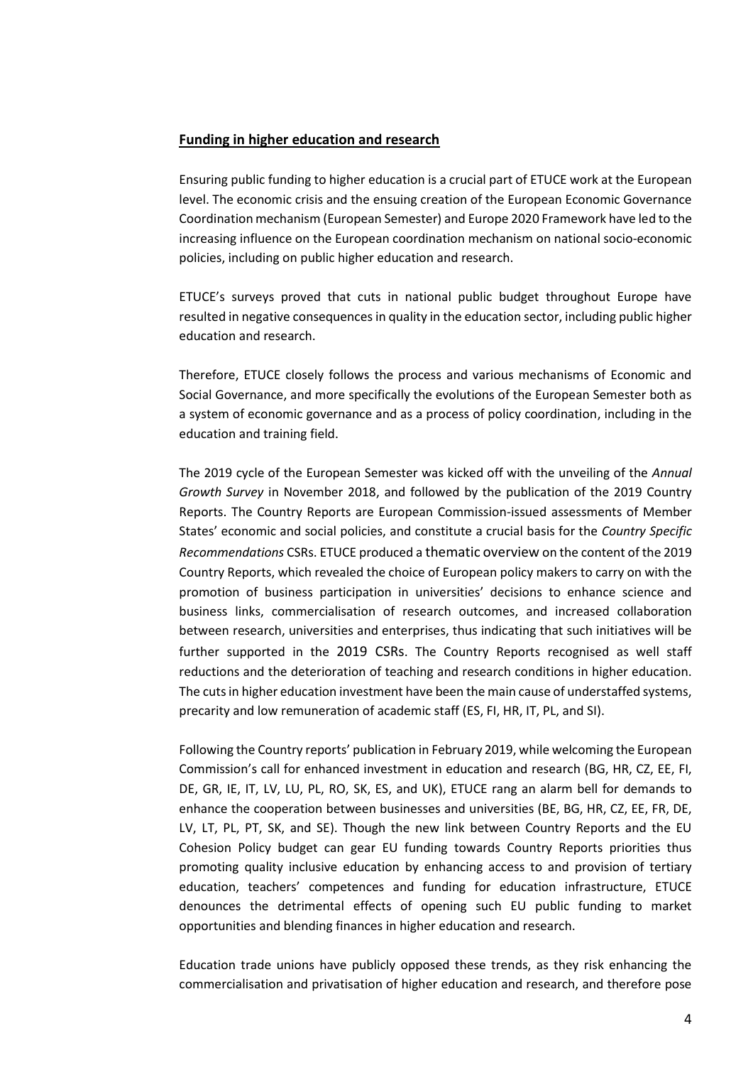## Funding in higher education and research

Ensuring public funding to higher education is a crucial part of ETUCE work at the European level. The economic crisis and the ensuing creation of the European Economic Governance Coordination mechanism (European Semester) and Europe 2020 Framework have led to the increasing influence on the European coordination mechanism on national socio-economic policies, including on public higher education and research.

ETUCE's surveys proved that cuts in national public budget throughout Europe have resulted in negative consequences in quality in the education sector, including public higher education and research.

Therefore, ETUCE closely follows the process and various mechanisms of Economic and Social Governance, and more specifically the evolutions of the European Semester both as a system of economic governance and as a process of policy coordination, including in the education and training field.

The 2019 cycle of the European Semester was kicked off with the unveiling of the *Annual Growth Survey* in November 2018, and followed by the publication of the 2019 Country Reports. The Country Reports are European Commission-issued assessments of Member States' economic and social policies, and constitute a crucial basis for the *Country Specific Recommendations* CSRs. ETUCE produced a thematic overview on the content of the 2019 Country Reports, which revealed the choice of European policy makers to carry on with the promotion of business participation in universities' decisions to enhance science and business links, commercialisation of research outcomes, and increased collaboration between research, universities and enterprises, thus indicating that such initiatives will be further supported in the 2019 CSRs. The Country Reports recognised as well staff reductions and the deterioration of teaching and research conditions in higher education. The cuts in higher education investment have been the main cause of understaffed systems, precarity and low remuneration of academic staff (ES, FI, HR, IT, PL, and SI).

Following the Country reports' publication in February 2019, while welcoming the European Commission's call for enhanced investment in education and research (BG, HR, CZ, EE, FI, DE, GR, IE, IT, LV, LU, PL, RO, SK, ES, and UK), ETUCE rang an alarm bell for demands to enhance the cooperation between businesses and universities (BE, BG, HR, CZ, EE, FR, DE, LV, LT, PL, PT, SK, and SE). Though the new link between Country Reports and the EU Cohesion Policy budget can gear EU funding towards Country Reports priorities thus promoting quality inclusive education by enhancing access to and provision of tertiary education, teachers' competences and funding for education infrastructure, ETUCE denounces the detrimental effects of opening such EU public funding to market opportunities and blending finances in higher education and research.

Education trade unions have publicly opposed these trends, as they risk enhancing the commercialisation and privatisation of higher education and research, and therefore pose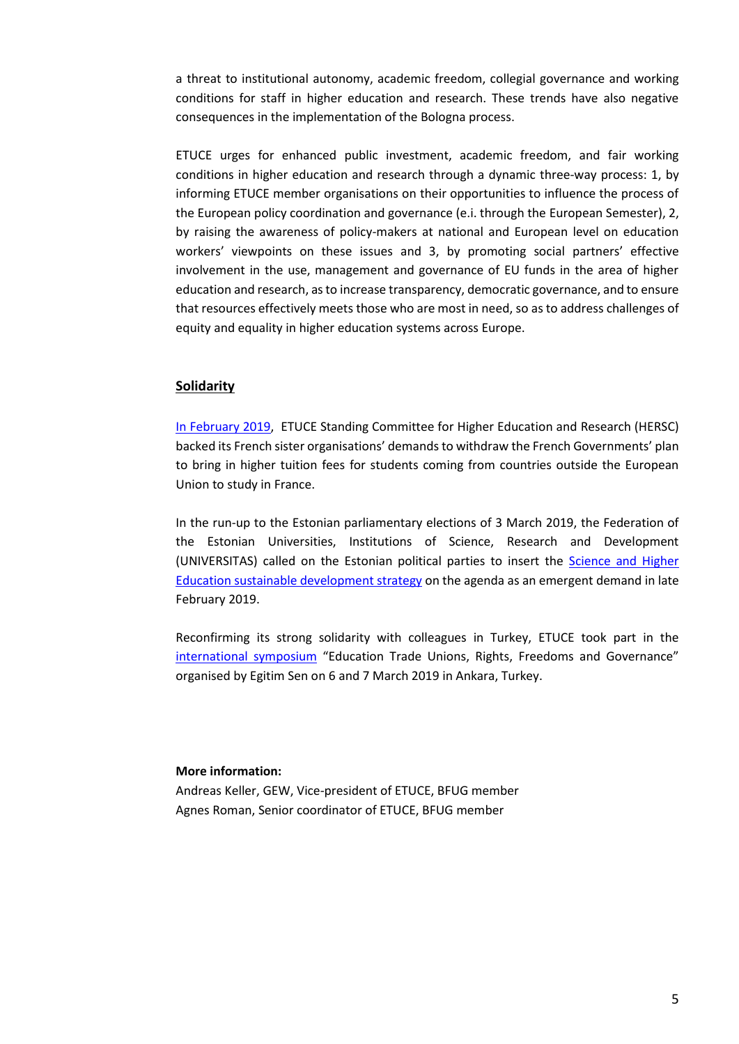a threat to institutional autonomy, academic freedom, collegial governance and working conditions for staff in higher education and research. These trends have also negative consequences in the implementation of the Bologna process.

ETUCE urges for enhanced public investment, academic freedom, and fair working conditions in higher education and research through a dynamic three-way process: 1, by informing ETUCE member organisations on their opportunities to influence the process of the European policy coordination and governance (e.i. through the European Semester), 2, by raising the awareness of policy-makers at national and European level on education workers' viewpoints on these issues and 3, by promoting social partners' effective involvement in the use, management and governance of EU funds in the area of higher education and research, as to increase transparency, democratic governance, and to ensure that resources effectively meets those who are most in need, so as to address challenges of equity and equality in higher education systems across Europe.

## Solidarity

In February 2019, ETUCE Standing Committee for Higher Education and Research (HERSC) backed its French sister organisations' demands to withdraw the French Governments' plan to bring in higher tuition fees for students coming from countries outside the European Union to study in France.

In the run-up to the Estonian parliamentary elections of 3 March 2019, the Federation of the Estonian Universities, Institutions of Science, Research and Development (UNIVERSITAS) called on the Estonian political parties to insert the Science and Higher Education sustainable development strategy on the agenda as an emergent demand in late February 2019.

Reconfirming its strong solidarity with colleagues in Turkey, ETUCE took part in the international symposium "Education Trade Unions, Rights, Freedoms and Governance" organised by Egitim Sen on 6 and 7 March 2019 in Ankara, Turkey.

**More information:**
Andreas Keller, GEW, Vice-president of ETUCE, BFUG member
Agnes Roman, Senior coordinator of ETUCE, BFUG member